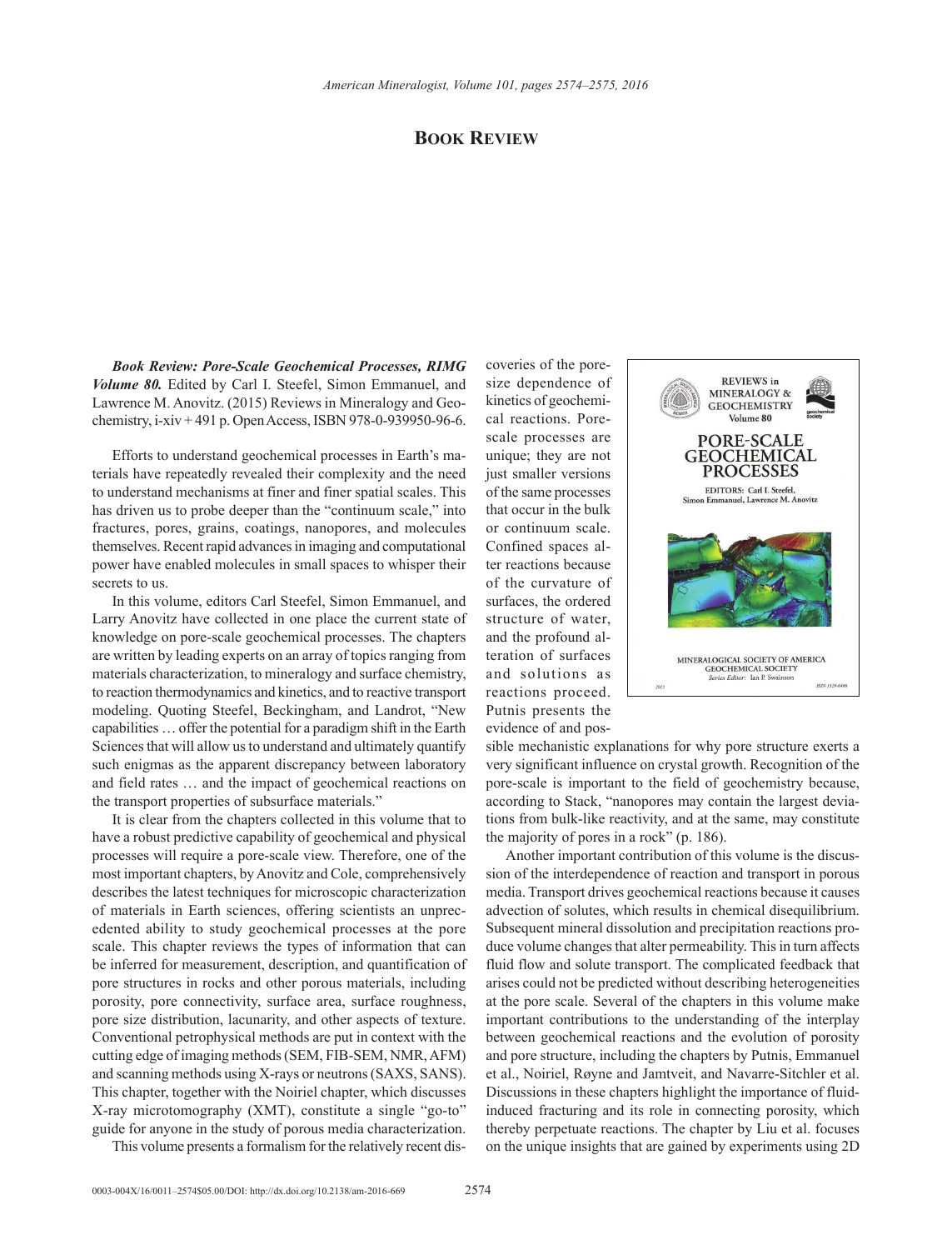# Book Review

***Book Review: Pore-Scale Geochemical Processes, RIMG Volume 80.*** Edited by Carl I. Steefel, Simon Emmanuel, and Lawrence M. Anovitz. (2015) Reviews in Mineralogy and Geochemistry, i-xiv + 491 p. Open Access, ISBN 978-0-939950-96-6.

Efforts to understand geochemical processes in Earth's materials have repeatedly revealed their complexity and the need to understand mechanisms at finer and finer spatial scales. This has driven us to probe deeper than the "continuum scale," into fractures, pores, grains, coatings, nanopores, and molecules themselves. Recent rapid advances in imaging and computational power have enabled molecules in small spaces to whisper their secrets to us.

In this volume, editors Carl Steefel, Simon Emmanuel, and Larry Anovitz have collected in one place the current state of knowledge on pore-scale geochemical processes. The chapters are written by leading experts on an array of topics ranging from materials characterization, to mineralogy and surface chemistry, to reaction thermodynamics and kinetics, and to reactive transport modeling. Quoting Steefel, Beckingham, and Landrot, "New capabilities … offer the potential for a paradigm shift in the Earth Sciences that will allow us to understand and ultimately quantify such enigmas as the apparent discrepancy between laboratory and field rates … and the impact of geochemical reactions on the transport properties of subsurface materials."

It is clear from the chapters collected in this volume that to have a robust predictive capability of geochemical and physical processes will require a pore-scale view. Therefore, one of the most important chapters, by Anovitz and Cole, comprehensively describes the latest techniques for microscopic characterization of materials in Earth sciences, offering scientists an unprecedented ability to study geochemical processes at the pore scale. This chapter reviews the types of information that can be inferred for measurement, description, and quantification of pore structures in rocks and other porous materials, including porosity, pore connectivity, surface area, surface roughness, pore size distribution, lacunarity, and other aspects of texture. Conventional petrophysical methods are put in context with the cutting edge of imaging methods (SEM, FIB-SEM, NMR, AFM) and scanning methods using X-rays or neutrons (SAXS, SANS). This chapter, together with the Noiriel chapter, which discusses X-ray microtomography (XMT), constitute a single "go-to" guide for anyone in the study of porous media characterization.

This volume presents a formalism for the relatively recent discoveries of the pore-size dependence of kinetics of geochemical reactions. Pore-scale processes are unique; they are not just smaller versions of the same processes that occur in the bulk or continuum scale. Confined spaces alter reactions because of the curvature of surfaces, the ordered structure of water, and the profound alteration of surfaces and solutions as reactions proceed. Putnis presents the evidence of and possible mechanistic explanations for why pore structure exerts a very significant influence on crystal growth. Recognition of the pore-scale is important to the field of geochemistry because, according to Stack, "nanopores may contain the largest deviations from bulk-like reactivity, and at the same, may constitute the majority of pores in a rock" (p. 186).

Another important contribution of this volume is the discussion of the interdependence of reaction and transport in porous media. Transport drives geochemical reactions because it causes advection of solutes, which results in chemical disequilibrium. Subsequent mineral dissolution and precipitation reactions produce volume changes that alter permeability. This in turn affects fluid flow and solute transport. The complicated feedback that arises could not be predicted without describing heterogeneities at the pore scale. Several of the chapters in this volume make important contributions to the understanding of the interplay between geochemical reactions and the evolution of porosity and pore structure, including the chapters by Putnis, Emmanuel et al., Noiriel, Røyne and Jamtveit, and Navarre-Sitchler et al. Discussions in these chapters highlight the importance of fluid-induced fracturing and its role in connecting porosity, which thereby perpetuate reactions. The chapter by Liu et al. focuses on the unique insights that are gained by experiments using 2D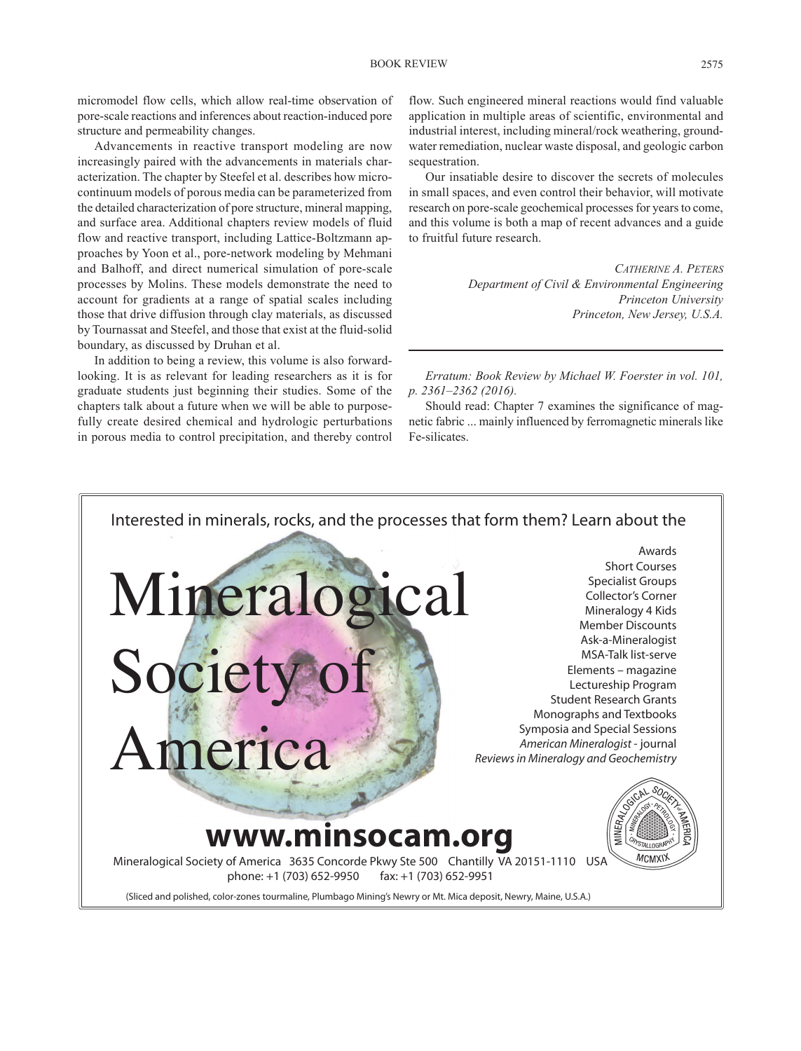micromodel flow cells, which allow real-time observation of pore-scale reactions and inferences about reaction-induced pore structure and permeability changes.

Advancements in reactive transport modeling are now increasingly paired with the advancements in materials characterization. The chapter by Steefel et al. describes how micro-continuum models of porous media can be parameterized from the detailed characterization of pore structure, mineral mapping, and surface area. Additional chapters review models of fluid flow and reactive transport, including Lattice-Boltzmann approaches by Yoon et al., pore-network modeling by Mehmani and Balhoff, and direct numerical simulation of pore-scale processes by Molins. These models demonstrate the need to account for gradients at a range of spatial scales including those that drive diffusion through clay materials, as discussed by Tournassat and Steefel, and those that exist at the fluid-solid boundary, as discussed by Druhan et al.

In addition to being a review, this volume is also forward-looking. It is as relevant for leading researchers as it is for graduate students just beginning their studies. Some of the chapters talk about a future when we will be able to purposefully create desired chemical and hydrologic perturbations in porous media to control precipitation, and thereby control flow. Such engineered mineral reactions would find valuable application in multiple areas of scientific, environmental and industrial interest, including mineral/rock weathering, groundwater remediation, nuclear waste disposal, and geologic carbon sequestration.

Our insatiable desire to discover the secrets of molecules in small spaces, and even control their behavior, will motivate research on pore-scale geochemical processes for years to come, and this volume is both a map of recent advances and a guide to fruitful future research.

*Catherine A. Peters*
*Department of Civil & Environmental Engineering*
*Princeton University*
*Princeton, New Jersey, U.S.A.*

---

*Erratum: Book Review by Michael W. Foerster in vol. 101, p. 2361–2362 (2016).*

Should read: Chapter 7 examines the significance of magnetic fabric ... mainly influenced by ferromagnetic minerals like Fe-silicates.

---

Interested in minerals, rocks, and the processes that form them? Learn about the

# Mineralogical Society of America

- Awards
- Short Courses
- Specialist Groups
- Collector's Corner
- Mineralogy 4 Kids
- Member Discounts
- Ask-a-Mineralogist
- MSA-Talk list-serve
- Elements – magazine
- Lectureship Program
- Student Research Grants
- Monographs and Textbooks
- Symposia and Special Sessions
- *American Mineralogist* - journal
- *Reviews in Mineralogy and Geochemistry*

**www.minsocam.org**

Mineralogical Society of America 3635 Concorde Pkwy Ste 500 Chantilly VA 20151-1110 USA
phone: +1 (703) 652-9950 fax: +1 (703) 652-9951

(Sliced and polished, color-zones tourmaline, Plumbago Mining's Newry or Mt. Mica deposit, Newry, Maine, U.S.A.)